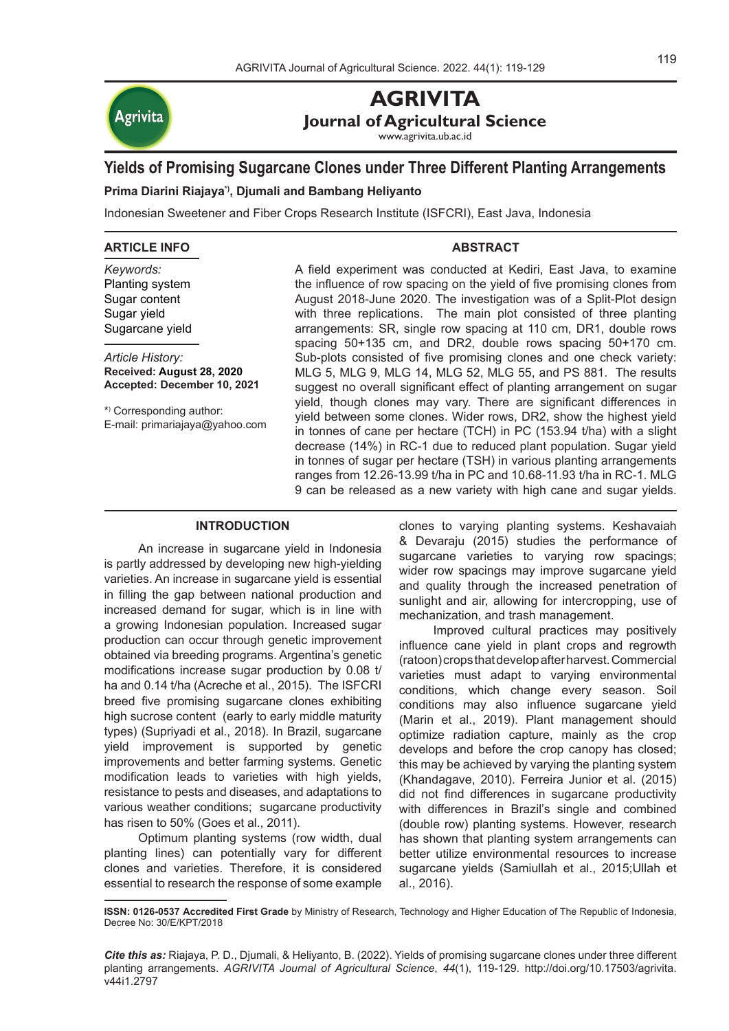# Yields of Promising Sugarcane Clones under Three Different Planting Arrangements

**Prima Diarini Riajaya[*], Djumali and Bambang Heliyanto**

Indonesian Sweetener and Fiber Crops Research Institute (ISFCRI), East Java, Indonesia

**ARTICLE INFO**

*Keywords:*
Planting system
Sugar content
Sugar yield
Sugarcane yield

*Article History:*
**Received: August 28, 2020**
**Accepted: December 10, 2021**

[*] Corresponding author:
E-mail: primariajaya@yahoo.com

**ABSTRACT**

A field experiment was conducted at Kediri, East Java, to examine the influence of row spacing on the yield of five promising clones from August 2018-June 2020. The investigation was of a Split-Plot design with three replications. The main plot consisted of three planting arrangements: SR, single row spacing at 110 cm, DR1, double rows spacing 50+135 cm, and DR2, double rows spacing 50+170 cm. Sub-plots consisted of five promising clones and one check variety: MLG 5, MLG 9, MLG 14, MLG 52, MLG 55, and PS 881. The results suggest no overall significant effect of planting arrangement on sugar yield, though clones may vary. There are significant differences in yield between some clones. Wider rows, DR2, show the highest yield in tonnes of cane per hectare (TCH) in PC (153.94 t/ha) with a slight decrease (14%) in RC-1 due to reduced plant population. Sugar yield in tonnes of sugar per hectare (TSH) in various planting arrangements ranges from 12.26-13.99 t/ha in PC and 10.68-11.93 t/ha in RC-1. MLG 9 can be released as a new variety with high cane and sugar yields.

## INTRODUCTION

An increase in sugarcane yield in Indonesia is partly addressed by developing new high-yielding varieties. An increase in sugarcane yield is essential in filling the gap between national production and increased demand for sugar, which is in line with a growing Indonesian population. Increased sugar production can occur through genetic improvement obtained via breeding programs. Argentina's genetic modifications increase sugar production by 0.08 t/ha and 0.14 t/ha (Acreche et al., 2015). The ISFCRI breed five promising sugarcane clones exhibiting high sucrose content (early to early middle maturity types) (Supriyadi et al., 2018). In Brazil, sugarcane yield improvement is supported by genetic improvements and better farming systems. Genetic modification leads to varieties with high yields, resistance to pests and diseases, and adaptations to various weather conditions; sugarcane productivity has risen to 50% (Goes et al., 2011).

Optimum planting systems (row width, dual planting lines) can potentially vary for different clones and varieties. Therefore, it is considered essential to research the response of some example clones to varying planting systems. Keshavaiah & Devaraju (2015) studies the performance of sugarcane varieties to varying row spacings; wider row spacings may improve sugarcane yield and quality through the increased penetration of sunlight and air, allowing for intercropping, use of mechanization, and trash management.

Improved cultural practices may positively influence cane yield in plant crops and regrowth (ratoon) crops that develop after harvest. Commercial varieties must adapt to varying environmental conditions, which change every season. Soil conditions may also influence sugarcane yield (Marin et al., 2019). Plant management should optimize radiation capture, mainly as the crop develops and before the crop canopy has closed; this may be achieved by varying the planting system (Khandagave, 2010). Ferreira Junior et al. (2015) did not find differences in sugarcane productivity with differences in Brazil's single and combined (double row) planting systems. However, research has shown that planting system arrangements can better utilize environmental resources to increase sugarcane yields (Samiullah et al., 2015;Ullah et al., 2016).

**ISSN: 0126-0537 Accredited First Grade** by Ministry of Research, Technology and Higher Education of The Republic of Indonesia, Decree No: 30/E/KPT/2018

***Cite this as:*** Riajaya, P. D., Djumali, & Heliyanto, B. (2022). Yields of promising sugarcane clones under three different planting arrangements. *AGRIVITA Journal of Agricultural Science*, *44*(1), 119-129. http://doi.org/10.17503/agrivita.v44i1.2797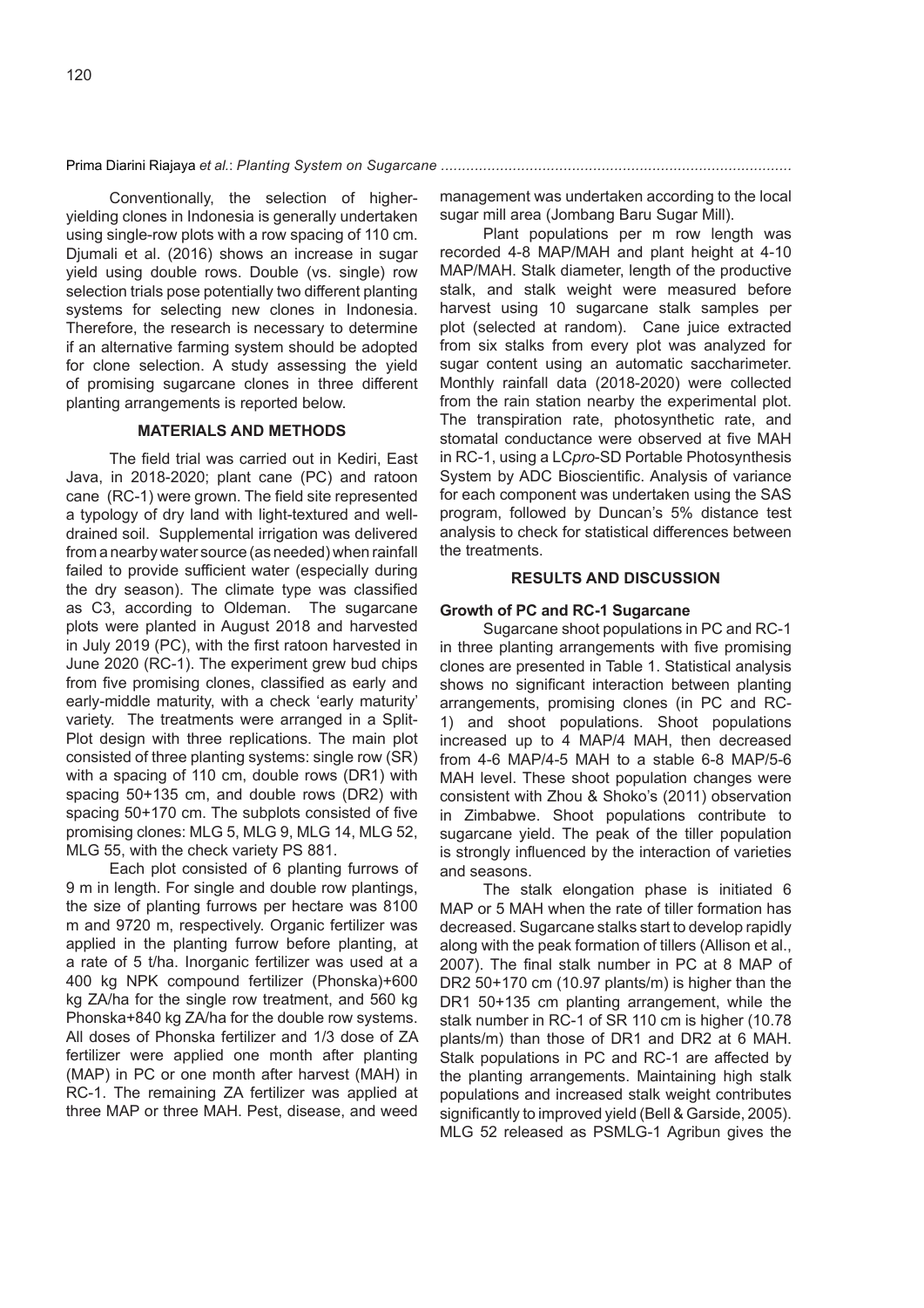Conventionally, the selection of higher-yielding clones in Indonesia is generally undertaken using single-row plots with a row spacing of 110 cm. Djumali et al. (2016) shows an increase in sugar yield using double rows. Double (vs. single) row selection trials pose potentially two different planting systems for selecting new clones in Indonesia. Therefore, the research is necessary to determine if an alternative farming system should be adopted for clone selection. A study assessing the yield of promising sugarcane clones in three different planting arrangements is reported below.

## MATERIALS AND METHODS

The field trial was carried out in Kediri, East Java, in 2018-2020; plant cane (PC) and ratoon cane (RC-1) were grown. The field site represented a typology of dry land with light-textured and well-drained soil. Supplemental irrigation was delivered from a nearby water source (as needed) when rainfall failed to provide sufficient water (especially during the dry season). The climate type was classified as C3, according to Oldeman. The sugarcane plots were planted in August 2018 and harvested in July 2019 (PC), with the first ratoon harvested in June 2020 (RC-1). The experiment grew bud chips from five promising clones, classified as early and early-middle maturity, with a check 'early maturity' variety. The treatments were arranged in a Split-Plot design with three replications. The main plot consisted of three planting systems: single row (SR) with a spacing of 110 cm, double rows (DR1) with spacing 50+135 cm, and double rows (DR2) with spacing 50+170 cm. The subplots consisted of five promising clones: MLG 5, MLG 9, MLG 14, MLG 52, MLG 55, with the check variety PS 881.

Each plot consisted of 6 planting furrows of 9 m in length. For single and double row plantings, the size of planting furrows per hectare was 8100 m and 9720 m, respectively. Organic fertilizer was applied in the planting furrow before planting, at a rate of 5 t/ha. Inorganic fertilizer was used at a 400 kg NPK compound fertilizer (Phonska)+600 kg ZA/ha for the single row treatment, and 560 kg Phonska+840 kg ZA/ha for the double row systems. All doses of Phonska fertilizer and 1/3 dose of ZA fertilizer were applied one month after planting (MAP) in PC or one month after harvest (MAH) in RC-1. The remaining ZA fertilizer was applied at three MAP or three MAH. Pest, disease, and weed management was undertaken according to the local sugar mill area (Jombang Baru Sugar Mill).

Plant populations per m row length was recorded 4-8 MAP/MAH and plant height at 4-10 MAP/MAH. Stalk diameter, length of the productive stalk, and stalk weight were measured before harvest using 10 sugarcane stalk samples per plot (selected at random). Cane juice extracted from six stalks from every plot was analyzed for sugar content using an automatic saccharimeter. Monthly rainfall data (2018-2020) were collected from the rain station nearby the experimental plot. The transpiration rate, photosynthetic rate, and stomatal conductance were observed at five MAH in RC-1, using a LC*pro*-SD Portable Photosynthesis System by ADC Bioscientific. Analysis of variance for each component was undertaken using the SAS program, followed by Duncan's 5% distance test analysis to check for statistical differences between the treatments.

## RESULTS AND DISCUSSION

### Growth of PC and RC-1 Sugarcane

Sugarcane shoot populations in PC and RC-1 in three planting arrangements with five promising clones are presented in Table 1. Statistical analysis shows no significant interaction between planting arrangements, promising clones (in PC and RC-1) and shoot populations. Shoot populations increased up to 4 MAP/4 MAH, then decreased from 4-6 MAP/4-5 MAH to a stable 6-8 MAP/5-6 MAH level. These shoot population changes were consistent with Zhou & Shoko's (2011) observation in Zimbabwe. Shoot populations contribute to sugarcane yield. The peak of the tiller population is strongly influenced by the interaction of varieties and seasons.

The stalk elongation phase is initiated 6 MAP or 5 MAH when the rate of tiller formation has decreased. Sugarcane stalks start to develop rapidly along with the peak formation of tillers (Allison et al., 2007). The final stalk number in PC at 8 MAP of DR2 50+170 cm (10.97 plants/m) is higher than the DR1 50+135 cm planting arrangement, while the stalk number in RC-1 of SR 110 cm is higher (10.78 plants/m) than those of DR1 and DR2 at 6 MAH. Stalk populations in PC and RC-1 are affected by the planting arrangements. Maintaining high stalk populations and increased stalk weight contributes significantly to improved yield (Bell & Garside, 2005). MLG 52 released as PSMLG-1 Agribun gives the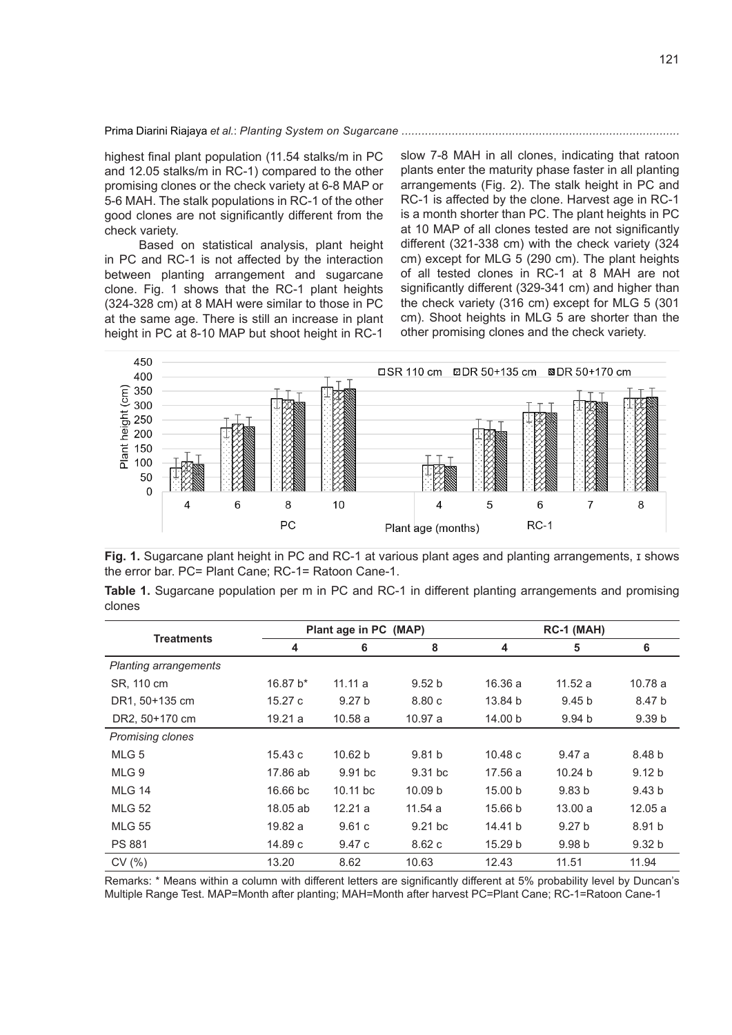highest final plant population (11.54 stalks/m in PC and 12.05 stalks/m in RC-1) compared to the other promising clones or the check variety at 6-8 MAP or 5-6 MAH. The stalk populations in RC-1 of the other good clones are not significantly different from the check variety.

Based on statistical analysis, plant height in PC and RC-1 is not affected by the interaction between planting arrangement and sugarcane clone. Fig. 1 shows that the RC-1 plant heights (324-328 cm) at 8 MAH were similar to those in PC at the same age. There is still an increase in plant height in PC at 8-10 MAP but shoot height in RC-1 slow 7-8 MAH in all clones, indicating that ratoon plants enter the maturity phase faster in all planting arrangements (Fig. 2). The stalk height in PC and RC-1 is affected by the clone. Harvest age in RC-1 is a month shorter than PC. The plant heights in PC at 10 MAP of all clones tested are not significantly different (321-338 cm) with the check variety (324 cm) except for MLG 5 (290 cm). The plant heights of all tested clones in RC-1 at 8 MAH are not significantly different (329-341 cm) and higher than the check variety (316 cm) except for MLG 5 (301 cm). Shoot heights in MLG 5 are shorter than the other promising clones and the check variety.

**Fig. 1.** Sugarcane plant height in PC and RC-1 at various plant ages and planting arrangements, I shows the error bar. PC= Plant Cane; RC-1= Ratoon Cane-1.

**Table 1.** Sugarcane population per m in PC and RC-1 in different planting arrangements and promising clones

| Treatments | Plant age in PC (MAP) | | | RC-1 (MAH) | | |
|---|---|---|---|---|---|---|
| | 4 | 6 | 8 | 4 | 5 | 6 |
| *Planting arrangements* | | | | | | |
| SR, 110 cm | 16.87 b* | 11.11 a | 9.52 b | 16.36 a | 11.52 a | 10.78 a |
| DR1, 50+135 cm | 15.27 c | 9.27 b | 8.80 c | 13.84 b | 9.45 b | 8.47 b |
| DR2, 50+170 cm | 19.21 a | 10.58 a | 10.97 a | 14.00 b | 9.94 b | 9.39 b |
| *Promising clones* | | | | | | |
| MLG 5 | 15.43 c | 10.62 b | 9.81 b | 10.48 c | 9.47 a | 8.48 b |
| MLG 9 | 17.86 ab | 9.91 bc | 9.31 bc | 17.56 a | 10.24 b | 9.12 b |
| MLG 14 | 16.66 bc | 10.11 bc | 10.09 b | 15.00 b | 9.83 b | 9.43 b |
| MLG 52 | 18.05 ab | 12.21 a | 11.54 a | 15.66 b | 13.00 a | 12.05 a |
| MLG 55 | 19.82 a | 9.61 c | 9.21 bc | 14.41 b | 9.27 b | 8.91 b |
| PS 881 | 14.89 c | 9.47 c | 8.62 c | 15.29 b | 9.98 b | 9.32 b |
| CV (%) | 13.20 | 8.62 | 10.63 | 12.43 | 11.51 | 11.94 |

Remarks: * Means within a column with different letters are significantly different at 5% probability level by Duncan's Multiple Range Test. MAP=Month after planting; MAH=Month after harvest PC=Plant Cane; RC-1=Ratoon Cane-1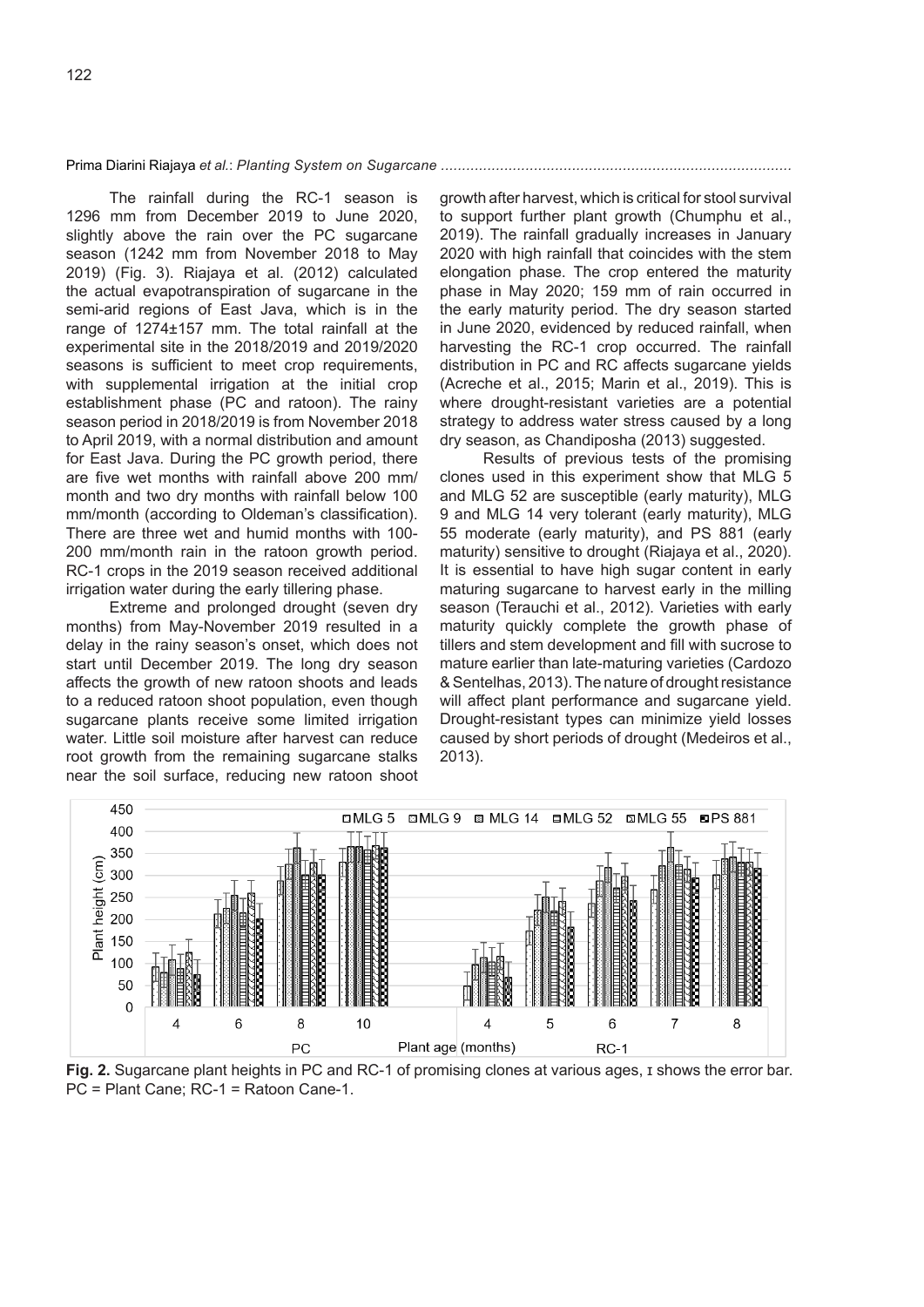The rainfall during the RC-1 season is 1296 mm from December 2019 to June 2020, slightly above the rain over the PC sugarcane season (1242 mm from November 2018 to May 2019) (Fig. 3). Riajaya et al. (2012) calculated the actual evapotranspiration of sugarcane in the semi-arid regions of East Java, which is in the range of 1274±157 mm. The total rainfall at the experimental site in the 2018/2019 and 2019/2020 seasons is sufficient to meet crop requirements, with supplemental irrigation at the initial crop establishment phase (PC and ratoon). The rainy season period in 2018/2019 is from November 2018 to April 2019, with a normal distribution and amount for East Java. During the PC growth period, there are five wet months with rainfall above 200 mm/month and two dry months with rainfall below 100 mm/month (according to Oldeman's classification). There are three wet and humid months with 100-200 mm/month rain in the ratoon growth period. RC-1 crops in the 2019 season received additional irrigation water during the early tillering phase.

Extreme and prolonged drought (seven dry months) from May-November 2019 resulted in a delay in the rainy season's onset, which does not start until December 2019. The long dry season affects the growth of new ratoon shoots and leads to a reduced ratoon shoot population, even though sugarcane plants receive some limited irrigation water. Little soil moisture after harvest can reduce root growth from the remaining sugarcane stalks near the soil surface, reducing new ratoon shoot growth after harvest, which is critical for stool survival to support further plant growth (Chumphu et al., 2019). The rainfall gradually increases in January 2020 with high rainfall that coincides with the stem elongation phase. The crop entered the maturity phase in May 2020; 159 mm of rain occurred in the early maturity period. The dry season started in June 2020, evidenced by reduced rainfall, when harvesting the RC-1 crop occurred. The rainfall distribution in PC and RC affects sugarcane yields (Acreche et al., 2015; Marin et al., 2019). This is where drought-resistant varieties are a potential strategy to address water stress caused by a long dry season, as Chandiposha (2013) suggested.

Results of previous tests of the promising clones used in this experiment show that MLG 5 and MLG 52 are susceptible (early maturity), MLG 9 and MLG 14 very tolerant (early maturity), MLG 55 moderate (early maturity), and PS 881 (early maturity) sensitive to drought (Riajaya et al., 2020). It is essential to have high sugar content in early maturing sugarcane to harvest early in the milling season (Terauchi et al., 2012). Varieties with early maturity quickly complete the growth phase of tillers and stem development and fill with sucrose to mature earlier than late-maturing varieties (Cardozo & Sentelhas, 2013). The nature of drought resistance will affect plant performance and sugarcane yield. Drought-resistant types can minimize yield losses caused by short periods of drought (Medeiros et al., 2013).

**Fig. 2.** Sugarcane plant heights in PC and RC-1 of promising clones at various ages, I shows the error bar. PC = Plant Cane; RC-1 = Ratoon Cane-1.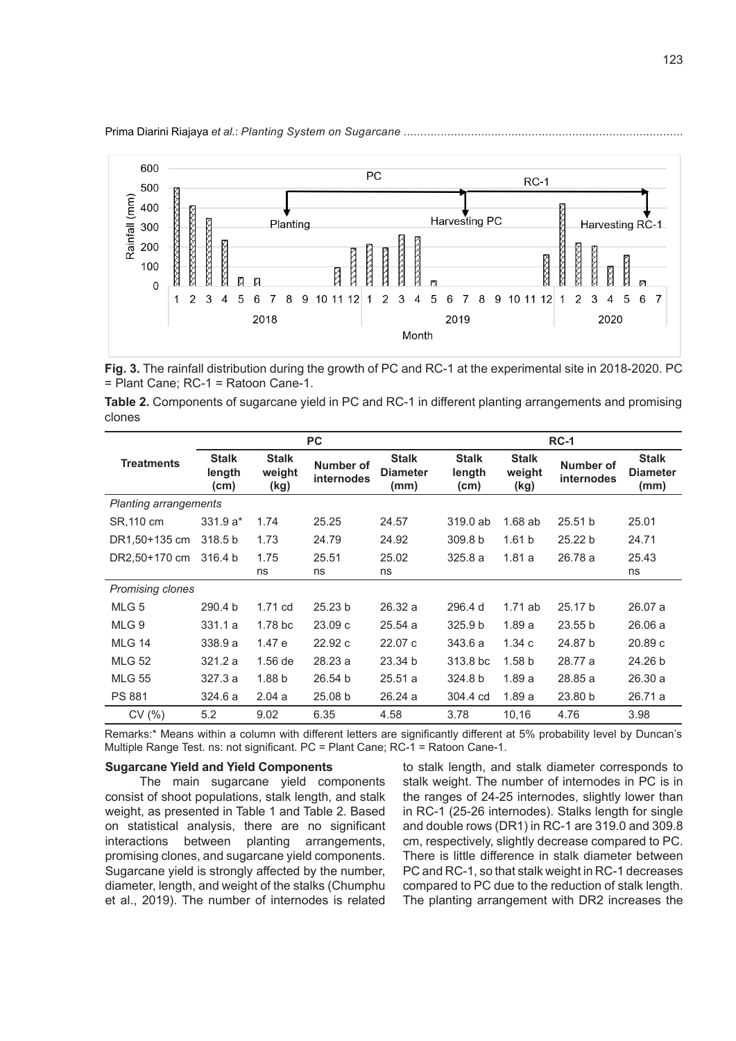**Fig. 3.** The rainfall distribution during the growth of PC and RC-1 at the experimental site in 2018-2020. PC = Plant Cane; RC-1 = Ratoon Cane-1.

**Table 2.** Components of sugarcane yield in PC and RC-1 in different planting arrangements and promising clones

| Treatments | PC | | | | RC-1 | | | |
|---|---|---|---|---|---|---|---|---|
| | **Stalk length (cm)** | **Stalk weight (kg)** | **Number of internodes** | **Stalk Diameter (mm)** | **Stalk length (cm)** | **Stalk weight (kg)** | **Number of internodes** | **Stalk Diameter (mm)** |
| *Planting arrangements* | | | | | | | | |
| SR,110 cm | 331.9 a* | 1.74 | 25.25 | 24.57 | 319.0 ab | 1.68 ab | 25.51 b | 25.01 |
| DR1,50+135 cm | 318.5 b | 1.73 | 24.79 | 24.92 | 309.8 b | 1.61 b | 25.22 b | 24.71 |
| DR2,50+170 cm | 316.4 b | 1.75 ns | 25.51 ns | 25.02 ns | 325.8 a | 1.81 a | 26.78 a | 25.43 ns |
| *Promising clones* | | | | | | | | |
| MLG 5 | 290.4 b | 1.71 cd | 25.23 b | 26.32 a | 296.4 d | 1.71 ab | 25.17 b | 26.07 a |
| MLG 9 | 331.1 a | 1.78 bc | 23.09 c | 25.54 a | 325.9 b | 1.89 a | 23.55 b | 26.06 a |
| MLG 14 | 338.9 a | 1.47 e | 22.92 c | 22.07 c | 343.6 a | 1.34 c | 24.87 b | 20.89 c |
| MLG 52 | 321.2 a | 1.56 de | 28.23 a | 23.34 b | 313.8 bc | 1.58 b | 28.77 a | 24.26 b |
| MLG 55 | 327.3 a | 1.88 b | 26.54 b | 25.51 a | 324.8 b | 1.89 a | 28.85 a | 26.30 a |
| PS 881 | 324.6 a | 2.04 a | 25.08 b | 26.24 a | 304.4 cd | 1.89 a | 23.80 b | 26.71 a |
| CV (%) | 5.2 | 9.02 | 6.35 | 4.58 | 3.78 | 10,16 | 4.76 | 3.98 |

Remarks:* Means within a column with different letters are significantly different at 5% probability level by Duncan's Multiple Range Test. ns: not significant. PC = Plant Cane; RC-1 = Ratoon Cane-1.

### Sugarcane Yield and Yield Components

The main sugarcane yield components consist of shoot populations, stalk length, and stalk weight, as presented in Table 1 and Table 2. Based on statistical analysis, there are no significant interactions between planting arrangements, promising clones, and sugarcane yield components. Sugarcane yield is strongly affected by the number, diameter, length, and weight of the stalks (Chumphu et al., 2019). The number of internodes is related to stalk length, and stalk diameter corresponds to stalk weight. The number of internodes in PC is in the ranges of 24-25 internodes, slightly lower than in RC-1 (25-26 internodes). Stalks length for single and double rows (DR1) in RC-1 are 319.0 and 309.8 cm, respectively, slightly decrease compared to PC. There is little difference in stalk diameter between PC and RC-1, so that stalk weight in RC-1 decreases compared to PC due to the reduction of stalk length. The planting arrangement with DR2 increases the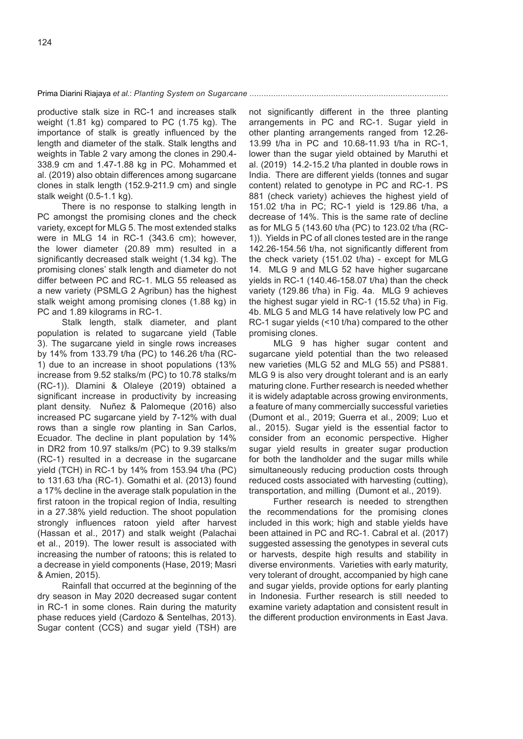productive stalk size in RC-1 and increases stalk weight (1.81 kg) compared to PC (1.75 kg). The importance of stalk is greatly influenced by the length and diameter of the stalk. Stalk lengths and weights in Table 2 vary among the clones in 290.4-338.9 cm and 1.47-1.88 kg in PC. Mohammed et al. (2019) also obtain differences among sugarcane clones in stalk length (152.9-211.9 cm) and single stalk weight (0.5-1.1 kg).

There is no response to stalking length in PC amongst the promising clones and the check variety, except for MLG 5. The most extended stalks were in MLG 14 in RC-1 (343.6 cm); however, the lower diameter (20.89 mm) resulted in a significantly decreased stalk weight (1.34 kg). The promising clones' stalk length and diameter do not differ between PC and RC-1. MLG 55 released as a new variety (PSMLG 2 Agribun) has the highest stalk weight among promising clones (1.88 kg) in PC and 1.89 kilograms in RC-1.

Stalk length, stalk diameter, and plant population is related to sugarcane yield (Table 3). The sugarcane yield in single rows increases by 14% from 133.79 t/ha (PC) to 146.26 t/ha (RC-1) due to an increase in shoot populations (13% increase from 9.52 stalks/m (PC) to 10.78 stalks/m (RC-1)). Dlamini & Olaleye (2019) obtained a significant increase in productivity by increasing plant density. Nuñez & Palomeque (2016) also increased PC sugarcane yield by 7-12% with dual rows than a single row planting in San Carlos, Ecuador. The decline in plant population by 14% in DR2 from 10.97 stalks/m (PC) to 9.39 stalks/m (RC-1) resulted in a decrease in the sugarcane yield (TCH) in RC-1 by 14% from 153.94 t/ha (PC) to 131.63 t/ha (RC-1). Gomathi et al. (2013) found a 17% decline in the average stalk population in the first ratoon in the tropical region of India, resulting in a 27.38% yield reduction. The shoot population strongly influences ratoon yield after harvest (Hassan et al., 2017) and stalk weight (Palachai et al., 2019). The lower result is associated with increasing the number of ratoons; this is related to a decrease in yield components (Hase, 2019; Masri & Amien, 2015).

Rainfall that occurred at the beginning of the dry season in May 2020 decreased sugar content in RC-1 in some clones. Rain during the maturity phase reduces yield (Cardozo & Sentelhas, 2013). Sugar content (CCS) and sugar yield (TSH) are not significantly different in the three planting arrangements in PC and RC-1. Sugar yield in other planting arrangements ranged from 12.26-13.99 t/ha in PC and 10.68-11.93 t/ha in RC-1, lower than the sugar yield obtained by Maruthi et al. (2019) 14.2-15.2 t/ha planted in double rows in India. There are different yields (tonnes and sugar content) related to genotype in PC and RC-1. PS 881 (check variety) achieves the highest yield of 151.02 t/ha in PC; RC-1 yield is 129.86 t/ha, a decrease of 14%. This is the same rate of decline as for MLG 5 (143.60 t/ha (PC) to 123.02 t/ha (RC-1)). Yields in PC of all clones tested are in the range 142.26-154.56 t/ha, not significantly different from the check variety (151.02 t/ha) - except for MLG 14. MLG 9 and MLG 52 have higher sugarcane yields in RC-1 (140.46-158.07 t/ha) than the check variety (129.86 t/ha) in Fig. 4a. MLG 9 achieves the highest sugar yield in RC-1 (15.52 t/ha) in Fig. 4b. MLG 5 and MLG 14 have relatively low PC and RC-1 sugar yields (<10 t/ha) compared to the other promising clones.

MLG 9 has higher sugar content and sugarcane yield potential than the two released new varieties (MLG 52 and MLG 55) and PS881. MLG 9 is also very drought tolerant and is an early maturing clone. Further research is needed whether it is widely adaptable across growing environments, a feature of many commercially successful varieties (Dumont et al., 2019; Guerra et al., 2009; Luo et al., 2015). Sugar yield is the essential factor to consider from an economic perspective. Higher sugar yield results in greater sugar production for both the landholder and the sugar mills while simultaneously reducing production costs through reduced costs associated with harvesting (cutting), transportation, and milling (Dumont et al., 2019).

Further research is needed to strengthen the recommendations for the promising clones included in this work; high and stable yields have been attained in PC and RC-1. Cabral et al. (2017) suggested assessing the genotypes in several cuts or harvests, despite high results and stability in diverse environments. Varieties with early maturity, very tolerant of drought, accompanied by high cane and sugar yields, provide options for early planting in Indonesia. Further research is still needed to examine variety adaptation and consistent result in the different production environments in East Java.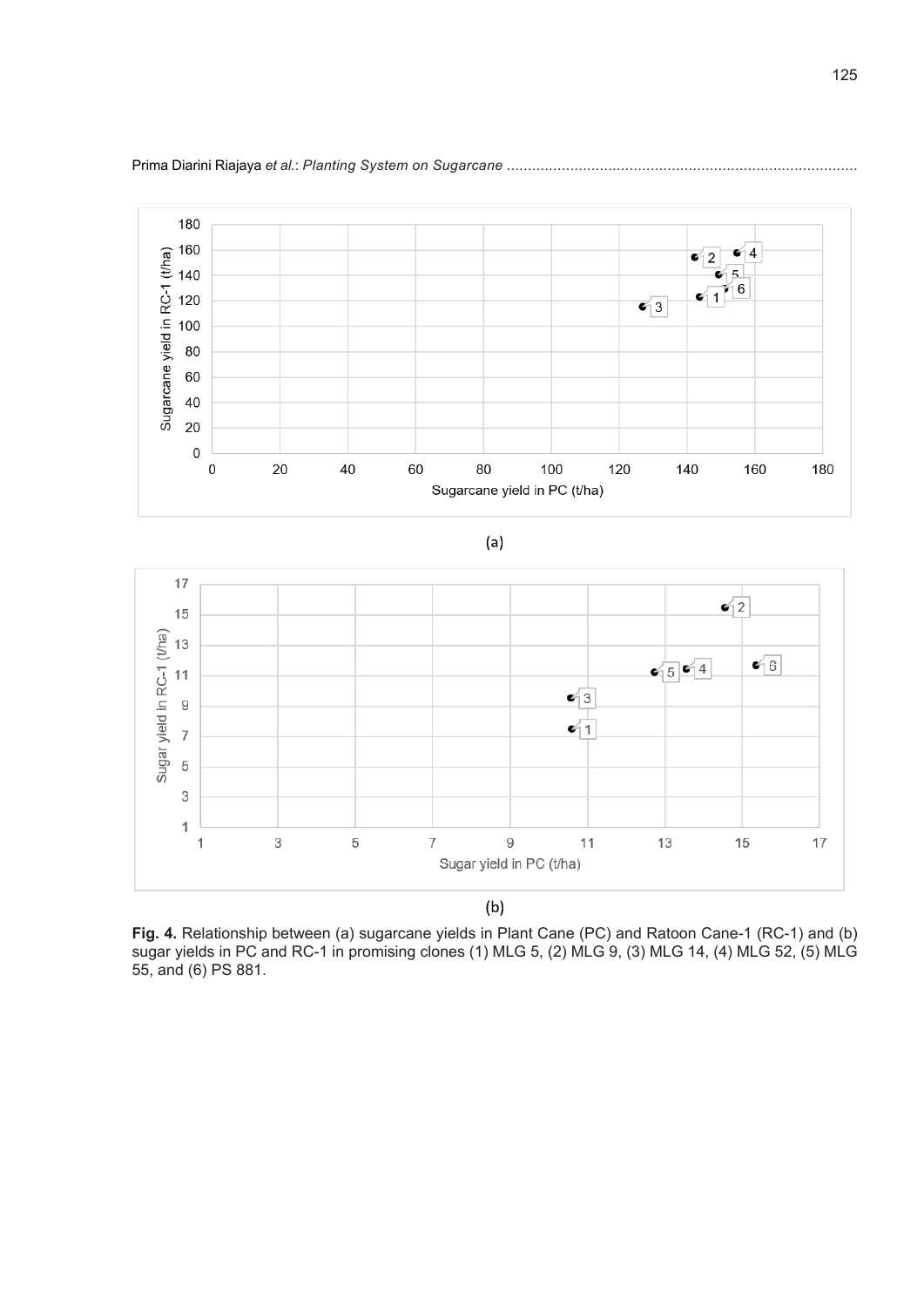(a)

(b)

**Fig. 4.** Relationship between (a) sugarcane yields in Plant Cane (PC) and Ratoon Cane-1 (RC-1) and (b) sugar yields in PC and RC-1 in promising clones (1) MLG 5, (2) MLG 9, (3) MLG 14, (4) MLG 52, (5) MLG 55, and (6) PS 881.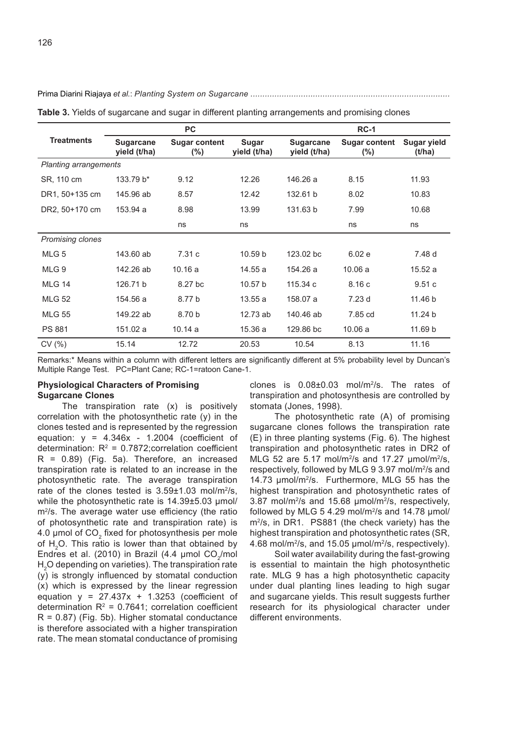**Table 3.** Yields of sugarcane and sugar in different planting arrangements and promising clones

| Treatments | PC | | | RC-1 | | |
|---|---|---|---|---|---|---|
| | Sugarcane yield (t/ha) | Sugar content (%) | Sugar yield (t/ha) | Sugarcane yield (t/ha) | Sugar content (%) | Sugar yield (t/ha) |
| *Planting arrangements* | | | | | | |
| SR, 110 cm | 133.79 b* | 9.12 | 12.26 | 146.26 a | 8.15 | 11.93 |
| DR1, 50+135 cm | 145.96 ab | 8.57 | 12.42 | 132.61 b | 8.02 | 10.83 |
| DR2, 50+170 cm | 153.94 a | 8.98 | 13.99 | 131.63 b | 7.99 | 10.68 |
| | | ns | ns | | ns | ns |
| *Promising clones* | | | | | | |
| MLG 5 | 143.60 ab | 7.31 c | 10.59 b | 123.02 bc | 6.02 e | 7.48 d |
| MLG 9 | 142.26 ab | 10.16 a | 14.55 a | 154.26 a | 10.06 a | 15.52 a |
| MLG 14 | 126.71 b | 8.27 bc | 10.57 b | 115.34 c | 8.16 c | 9.51 c |
| MLG 52 | 154.56 a | 8.77 b | 13.55 a | 158.07 a | 7.23 d | 11.46 b |
| MLG 55 | 149.22 ab | 8.70 b | 12.73 ab | 140.46 ab | 7.85 cd | 11.24 b |
| PS 881 | 151.02 a | 10.14 a | 15.36 a | 129.86 bc | 10.06 a | 11.69 b |
| CV (%) | 15.14 | 12.72 | 20.53 | 10.54 | 8.13 | 11.16 |

Remarks:* Means within a column with different letters are significantly different at 5% probability level by Duncan's Multiple Range Test. PC=Plant Cane; RC-1=ratoon Cane-1.

### Physiological Characters of Promising Sugarcane Clones

The transpiration rate (x) is positively correlation with the photosynthetic rate (y) in the clones tested and is represented by the regression equation: $y = 4.346x - 1.2004$ (coefficient of determination: $R^2 = 0.7872$;correlation coefficient $R = 0.89$) (Fig. 5a). Therefore, an increased transpiration rate is related to an increase in the photosynthetic rate. The average transpiration rate of the clones tested is 3.59±1.03 mol/m$^2$/s, while the photosynthetic rate is 14.39±5.03 µmol/m$^2$/s. The average water use efficiency (the ratio of photosynthetic rate and transpiration rate) is 4.0 µmol of $CO_2$ fixed for photosynthesis per mole of $H_2O$. This ratio is lower than that obtained by Endres et al. (2010) in Brazil (4.4 µmol $CO_2$/mol $H_2O$ depending on varieties). The transpiration rate (y) is strongly influenced by stomatal conduction (x) which is expressed by the linear regression equation $y = 27.437x + 1.3253$ (coefficient of determination $R^2 = 0.7641$; correlation coefficient $R = 0.87$) (Fig. 5b). Higher stomatal conductance is therefore associated with a higher transpiration rate. The mean stomatal conductance of promising clones is 0.08±0.03 mol/m$^2$/s. The rates of transpiration and photosynthesis are controlled by stomata (Jones, 1998).

The photosynthetic rate (A) of promising sugarcane clones follows the transpiration rate (E) in three planting systems (Fig. 6). The highest transpiration and photosynthetic rates in DR2 of MLG 52 are 5.17 mol/m$^2$/s and 17.27 µmol/m$^2$/s, respectively, followed by MLG 9 3.97 mol/m$^2$/s and 14.73 µmol/m$^2$/s. Furthermore, MLG 55 has the highest transpiration and photosynthetic rates of 3.87 mol/m$^2$/s and 15.68 µmol/m$^2$/s, respectively, followed by MLG 5 4.29 mol/m$^2$/s and 14.78 µmol/m$^2$/s, in DR1. PS881 (the check variety) has the highest transpiration and photosynthetic rates (SR, 4.68 mol/m$^2$/s, and 15.05 µmol/m$^2$/s, respectively).

Soil water availability during the fast-growing is essential to maintain the high photosynthetic rate. MLG 9 has a high photosynthetic capacity under dual planting lines leading to high sugar and sugarcane yields. This result suggests further research for its physiological character under different environments.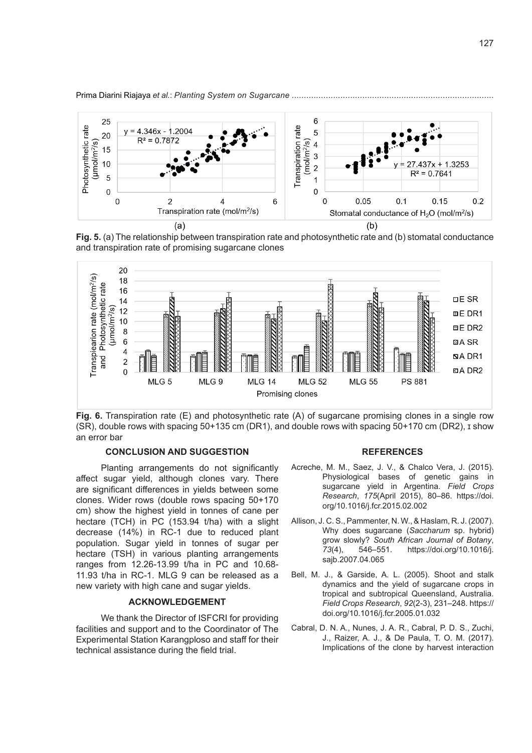**Fig. 5.** (a) The relationship between transpiration rate and photosynthetic rate and (b) stomatal conductance and transpiration rate of promising sugarcane clones

**Fig. 6.** Transpiration rate (E) and photosynthetic rate (A) of sugarcane promising clones in a single row (SR), double rows with spacing 50+135 cm (DR1), and double rows with spacing 50+170 cm (DR2), I show an error bar

## CONCLUSION AND SUGGESTION

Planting arrangements do not significantly affect sugar yield, although clones vary. There are significant differences in yields between some clones. Wider rows (double rows spacing 50+170 cm) show the highest yield in tonnes of cane per hectare (TCH) in PC (153.94 t/ha) with a slight decrease (14%) in RC-1 due to reduced plant population. Sugar yield in tonnes of sugar per hectare (TSH) in various planting arrangements ranges from 12.26-13.99 t/ha in PC and 10.68-11.93 t/ha in RC-1. MLG 9 can be released as a new variety with high cane and sugar yields.

## ACKNOWLEDGEMENT

We thank the Director of ISFCRI for providing facilities and support and to the Coordinator of The Experimental Station Karangploso and staff for their technical assistance during the field trial.

## REFERENCES

Acreche, M. M., Saez, J. V., & Chalco Vera, J. (2015). Physiological bases of genetic gains in sugarcane yield in Argentina. *Field Crops Research*, *175*(April 2015), 80–86. https://doi.org/10.1016/j.fcr.2015.02.002

Allison, J. C. S., Pammenter, N. W., & Haslam, R. J. (2007). Why does sugarcane (*Saccharum* sp. hybrid) grow slowly? *South African Journal of Botany*, *73*(4), 546–551. https://doi.org/10.1016/j.sajb.2007.04.065

Bell, M. J., & Garside, A. L. (2005). Shoot and stalk dynamics and the yield of sugarcane crops in tropical and subtropical Queensland, Australia. *Field Crops Research*, *92*(2-3), 231–248. https://doi.org/10.1016/j.fcr.2005.01.032

Cabral, D. N. A., Nunes, J. A. R., Cabral, P. D. S., Zuchi, J., Raizer, A. J., & De Paula, T. O. M. (2017). Implications of the clone by harvest interaction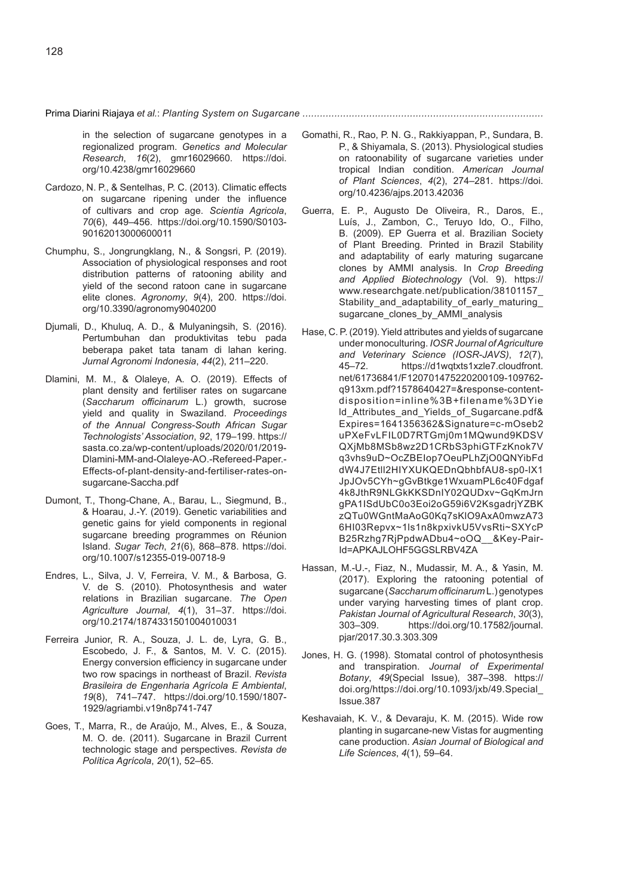in the selection of sugarcane genotypes in a regionalized program. *Genetics and Molecular Research*, *16*(2), gmr16029660. https://doi.org/10.4238/gmr16029660

Cardozo, N. P., & Sentelhas, P. C. (2013). Climatic effects on sugarcane ripening under the influence of cultivars and crop age. *Scientia Agricola*, *70*(6), 449–456. https://doi.org/10.1590/S0103-90162013000600011

Chumphu, S., Jongrungklang, N., & Songsri, P. (2019). Association of physiological responses and root distribution patterns of ratooning ability and yield of the second ratoon cane in sugarcane elite clones. *Agronomy*, *9*(4), 200. https://doi.org/10.3390/agronomy9040200

Djumali, D., Khuluq, A. D., & Mulyaningsih, S. (2016). Pertumbuhan dan produktivitas tebu pada beberapa paket tata tanam di lahan kering. *Jurnal Agronomi Indonesia*, *44*(2), 211–220.

Dlamini, M. M., & Olaleye, A. O. (2019). Effects of plant density and fertiliser rates on sugarcane (*Saccharum officinarum* L.) growth, sucrose yield and quality in Swaziland. *Proceedings of the Annual Congress-South African Sugar Technologists' Association*, *92*, 179–199. https://sasta.co.za/wp-content/uploads/2020/01/2019-Dlamini-MM-and-Olaleye-AO.-Refereed-Paper.-Effects-of-plant-density-and-fertiliser-rates-on-sugarcane-Saccha.pdf

Dumont, T., Thong-Chane, A., Barau, L., Siegmund, B., & Hoarau, J.-Y. (2019). Genetic variabilities and genetic gains for yield components in regional sugarcane breeding programmes on Réunion Island. *Sugar Tech*, *21*(6), 868–878. https://doi.org/10.1007/s12355-019-00718-9

Endres, L., Silva, J. V, Ferreira, V. M., & Barbosa, G. V. de S. (2010). Photosynthesis and water relations in Brazilian sugarcane. *The Open Agriculture Journal*, *4*(1), 31–37. https://doi.org/10.2174/1874331501004010031

Ferreira Junior, R. A., Souza, J. L. de, Lyra, G. B., Escobedo, J. F., & Santos, M. V. C. (2015). Energy conversion efficiency in sugarcane under two row spacings in northeast of Brazil. *Revista Brasileira de Engenharia Agrícola E Ambiental*, *19*(8), 741–747. https://doi.org/10.1590/1807-1929/agriambi.v19n8p741-747

Goes, T., Marra, R., de Araújo, M., Alves, E., & Souza, M. O. de. (2011). Sugarcane in Brazil Current technologic stage and perspectives. *Revista de Política Agrícola*, *20*(1), 52–65.

Gomathi, R., Rao, P. N. G., Rakkiyappan, P., Sundara, B. P., & Shiyamala, S. (2013). Physiological studies on ratoonability of sugarcane varieties under tropical Indian condition. *American Journal of Plant Sciences*, *4*(2), 274–281. https://doi.org/10.4236/ajps.2013.42036

Guerra, E. P., Augusto De Oliveira, R., Daros, E., Luís, J., Zambon, C., Teruyo Ido, O., Filho, B. (2009). EP Guerra et al. Brazilian Society of Plant Breeding. Printed in Brazil Stability and adaptability of early maturing sugarcane clones by AMMI analysis. In *Crop Breeding and Applied Biotechnology* (Vol. 9). https://www.researchgate.net/publication/38101157_Stability_and_adaptability_of_early_maturing_sugarcane_clones_by_AMMI_analysis

Hase, C. P. (2019). Yield attributes and yields of sugarcane under monoculturing. *IOSR Journal of Agriculture and Veterinary Science (IOSR-JAVS)*, *12*(7), 45–72. https://d1wqtxts1xzle7.cloudfront.net/61736841/F1207014752202001​09-109762-q913xm.pdf?1578640427=&response-content-disposition=inline%3B+filename%3DYield_Attributes_and_Yields_of_Sugarcane.pdf&Expires=1641356362&Signature=c-mOseb2uPXeFvLFIL0D7RTGmj0m1MQwund9KDSVQXjMb8MSb8wz2D1CRbS3phiGTFzKnok7Vq3vhs9uD~OcZBEIop7OeuPLhZjO0QNYibFddW4J7EtlI2HIYXUKQEDnQbhbfAU8-sp0-lX1JpJOv5CYh~gGvBtkge1WxuamPL6c40Fdgaf4k8JthR9NLGkKKSDnlY02QUDxv~GqKmJrngPA1lSdUbC0o3Eoi2oG59i6V2KsgadrjYZBKzQTu0WGntMaAoG0Kq7sKlO9AxA0mwzA736HI03Repvx~1ls1n8kpxivkU5VvsRti~SXYcPB25Rzhg7RjPpdwADbu4~oOQ__&Key-Pair-Id=APKAJLOHF5GGSLRBV4ZA

Hassan, M.-U.-, Fiaz, N., Mudassir, M. A., & Yasin, M. (2017). Exploring the ratooning potential of sugarcane (*Saccharum officinarum* L.) genotypes under varying harvesting times of plant crop. *Pakistan Journal of Agricultural Research*, *30*(3), 303–309. https://doi.org/10.17582/journal.pjar/2017.30.3.303.309

Jones, H. G. (1998). Stomatal control of photosynthesis and transpiration. *Journal of Experimental Botany*, *49*(Special Issue), 387–398. https://doi.org/https://doi.org/10.1093/jxb/49.Special_Issue.387

Keshavaiah, K. V., & Devaraju, K. M. (2015). Wide row planting in sugarcane-new Vistas for augmenting cane production. *Asian Journal of Biological and Life Sciences*, *4*(1), 59–64.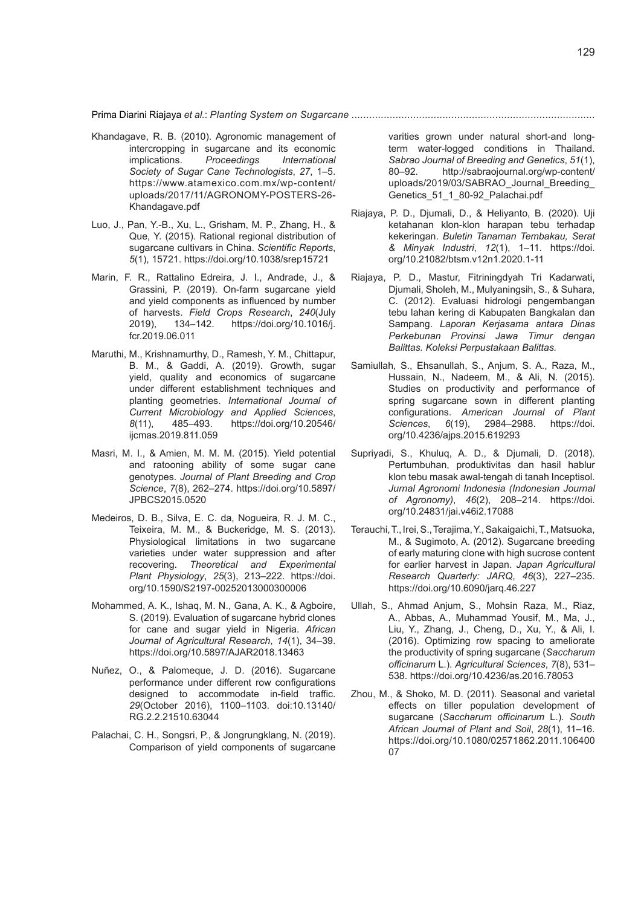Khandagave, R. B. (2010). Agronomic management of intercropping in sugarcane and its economic implications. *Proceedings International Society of Sugar Cane Technologists*, *27*, 1–5. https://www.atamexico.com.mx/wp-content/uploads/2017/11/AGRONOMY-POSTERS-26-Khandagave.pdf

Luo, J., Pan, Y.-B., Xu, L., Grisham, M. P., Zhang, H., & Que, Y. (2015). Rational regional distribution of sugarcane cultivars in China. *Scientific Reports*, *5*(1), 15721. https://doi.org/10.1038/srep15721

Marin, F. R., Rattalino Edreira, J. I., Andrade, J., & Grassini, P. (2019). On-farm sugarcane yield and yield components as influenced by number of harvests. *Field Crops Research*, *240*(July 2019), 134–142. https://doi.org/10.1016/j.fcr.2019.06.011

Maruthi, M., Krishnamurthy, D., Ramesh, Y. M., Chittapur, B. M., & Gaddi, A. (2019). Growth, sugar yield, quality and economics of sugarcane under different establishment techniques and planting geometries. *International Journal of Current Microbiology and Applied Sciences*, *8*(11), 485–493. https://doi.org/10.20546/ijcmas.2019.811.059

Masri, M. I., & Amien, M. M. M. (2015). Yield potential and ratooning ability of some sugar cane genotypes. *Journal of Plant Breeding and Crop Science*, *7*(8), 262–274. https://doi.org/10.5897/JPBCS2015.0520

Medeiros, D. B., Silva, E. C. da, Nogueira, R. J. M. C., Teixeira, M. M., & Buckeridge, M. S. (2013). Physiological limitations in two sugarcane varieties under water suppression and after recovering. *Theoretical and Experimental Plant Physiology*, *25*(3), 213–222. https://doi.org/10.1590/S2197-00252013000300006

Mohammed, A. K., Ishaq, M. N., Gana, A. K., & Agboire, S. (2019). Evaluation of sugarcane hybrid clones for cane and sugar yield in Nigeria. *African Journal of Agricultural Research*, *14*(1), 34–39. https://doi.org/10.5897/AJAR2018.13463

Nuñez, O., & Palomeque, J. D. (2016). Sugarcane performance under different row configurations designed to accommodate in-field traffic. *29*(October 2016), 1100–1103. doi:10.13140/RG.2.2.21510.63044

Palachai, C. H., Songsri, P., & Jongrungklang, N. (2019). Comparison of yield components of sugarcane varities grown under natural short-and long-term water-logged conditions in Thailand. *Sabrao Journal of Breeding and Genetics*, *51*(1), 80–92. http://sabraojournal.org/wp-content/uploads/2019/03/SABRAO_Journal_Breeding_Genetics_51_1_80-92_Palachai.pdf

Riajaya, P. D., Djumali, D., & Heliyanto, B. (2020). Uji ketahanan klon-klon harapan tebu terhadap kekeringan. *Buletin Tanaman Tembakau, Serat & Minyak Industri*, *12*(1), 1–11. https://doi.org/10.21082/btsm.v12n1.2020.1-11

Riajaya, P. D., Mastur, Fitriningdyah Tri Kadarwati, Djumali, Sholeh, M., Mulyaningsih, S., & Suhara, C. (2012). Evaluasi hidrologi pengembangan tebu lahan kering di Kabupaten Bangkalan dan Sampang. *Laporan Kerjasama antara Dinas Perkebunan Provinsi Jawa Timur dengan Balittas. Koleksi Perpustakaan Balittas.*

Samiullah, S., Ehsanullah, S., Anjum, S. A., Raza, M., Hussain, N., Nadeem, M., & Ali, N. (2015). Studies on productivity and performance of spring sugarcane sown in different planting configurations. *American Journal of Plant Sciences*, *6*(19), 2984–2988. https://doi.org/10.4236/ajps.2015.619293

Supriyadi, S., Khuluq, A. D., & Djumali, D. (2018). Pertumbuhan, produktivitas dan hasil hablur klon tebu masak awal-tengah di tanah Inceptisol. *Jurnal Agronomi Indonesia (Indonesian Journal of Agronomy)*, *46*(2), 208–214. https://doi.org/10.24831/jai.v46i2.17088

Terauchi, T., Irei, S., Terajima, Y., Sakaigaichi, T., Matsuoka, M., & Sugimoto, A. (2012). Sugarcane breeding of early maturing clone with high sucrose content for earlier harvest in Japan. *Japan Agricultural Research Quarterly: JARQ*, *46*(3), 227–235. https://doi.org/10.6090/jarq.46.227

Ullah, S., Ahmad Anjum, S., Mohsin Raza, M., Riaz, A., Abbas, A., Muhammad Yousif, M., Ma, J., Liu, Y., Zhang, J., Cheng, D., Xu, Y., & Ali, I. (2016). Optimizing row spacing to ameliorate the productivity of spring sugarcane (*Saccharum officinarum* L.). *Agricultural Sciences*, *7*(8), 531–538. https://doi.org/10.4236/as.2016.78053

Zhou, M., & Shoko, M. D. (2011). Seasonal and varietal effects on tiller population development of sugarcane (*Saccharum officinarum* L.). *South African Journal of Plant and Soil*, *28*(1), 11–16. https://doi.org/10.1080/02571862.2011.10640007